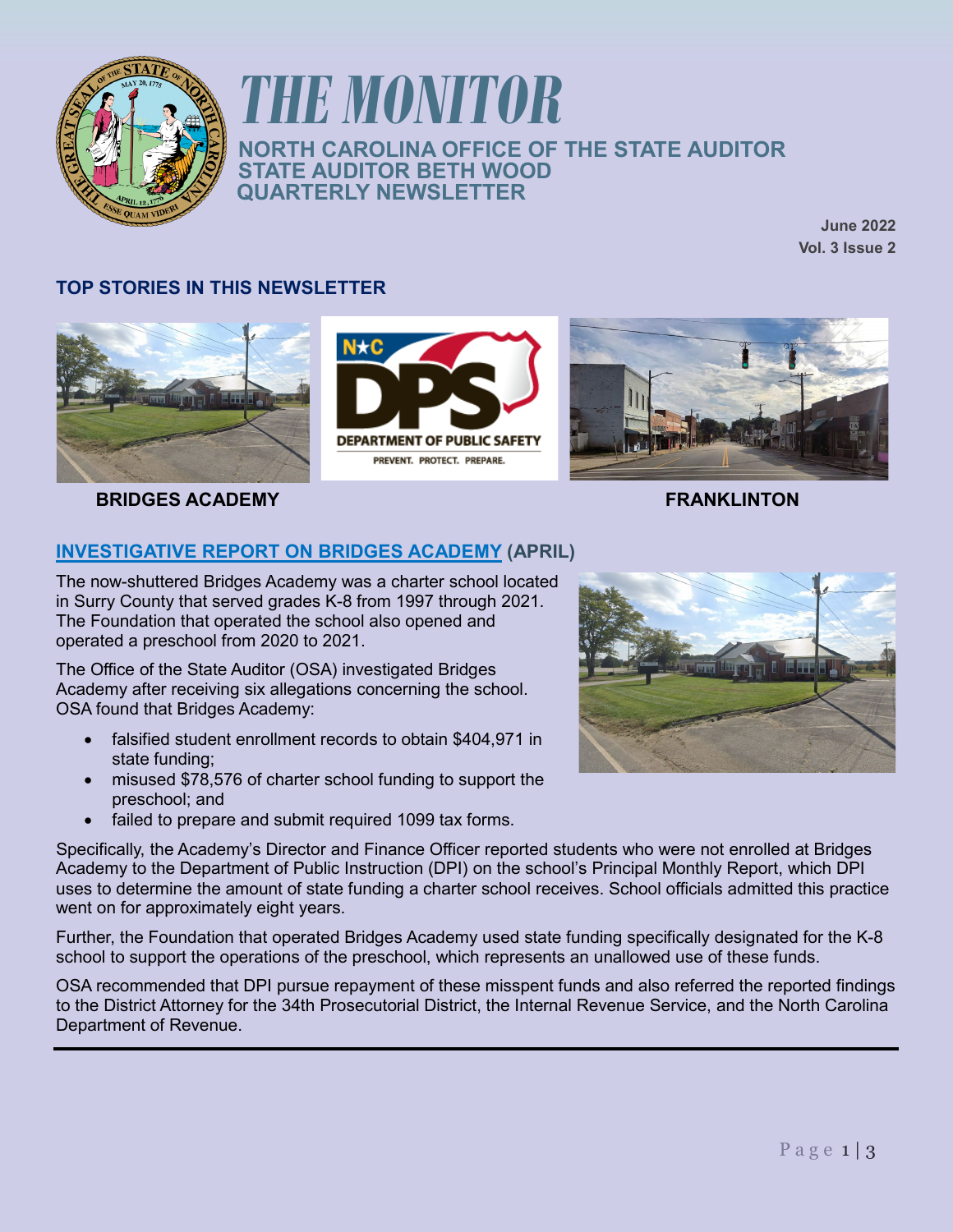# THE MONITOR

**NORTH CAROLINA OFFICE OF THE STATE AUDITOR**
**STATE AUDITOR BETH WOOD**
**QUARTERLY NEWSLETTER**

**June 2022**
**Vol. 3 Issue 2**

## TOP STORIES IN THIS NEWSLETTER

**BRIDGES ACADEMY**

**FRANKLINTON**

## INVESTIGATIVE REPORT ON BRIDGES ACADEMY (APRIL)

The now-shuttered Bridges Academy was a charter school located in Surry County that served grades K-8 from 1997 through 2021. The Foundation that operated the school also opened and operated a preschool from 2020 to 2021.

The Office of the State Auditor (OSA) investigated Bridges Academy after receiving six allegations concerning the school. OSA found that Bridges Academy:

- falsified student enrollment records to obtain $404,971 in state funding;
- misused $78,576 of charter school funding to support the preschool; and
- failed to prepare and submit required 1099 tax forms.

Specifically, the Academy's Director and Finance Officer reported students who were not enrolled at Bridges Academy to the Department of Public Instruction (DPI) on the school's Principal Monthly Report, which DPI uses to determine the amount of state funding a charter school receives. School officials admitted this practice went on for approximately eight years.

Further, the Foundation that operated Bridges Academy used state funding specifically designated for the K-8 school to support the operations of the preschool, which represents an unallowed use of these funds.

OSA recommended that DPI pursue repayment of these misspent funds and also referred the reported findings to the District Attorney for the 34th Prosecutorial District, the Internal Revenue Service, and the North Carolina Department of Revenue.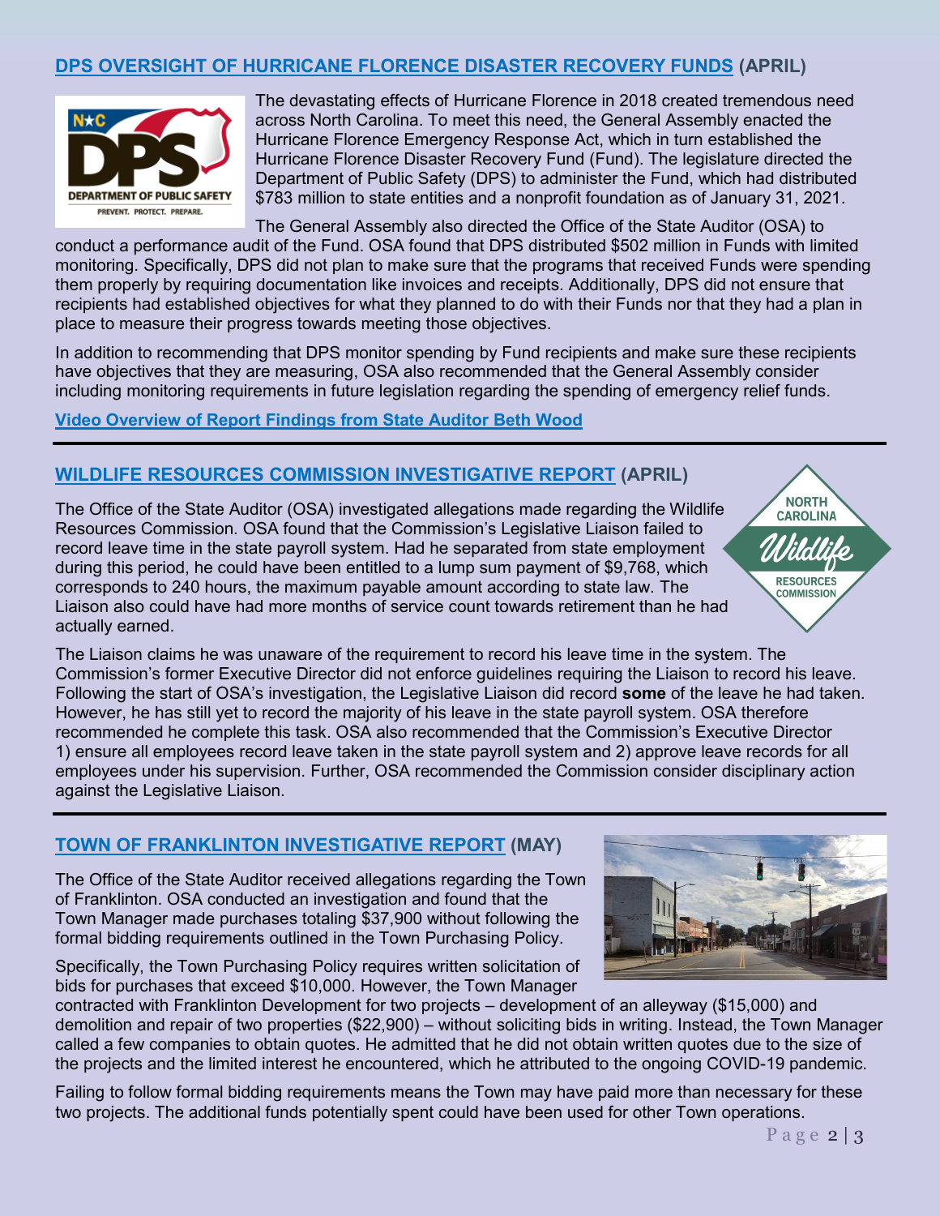## [DPS OVERSIGHT OF HURRICANE FLORENCE DISASTER RECOVERY FUNDS](#) (APRIL)

The devastating effects of Hurricane Florence in 2018 created tremendous need across North Carolina. To meet this need, the General Assembly enacted the Hurricane Florence Emergency Response Act, which in turn established the Hurricane Florence Disaster Recovery Fund (Fund). The legislature directed the Department of Public Safety (DPS) to administer the Fund, which had distributed $783 million to state entities and a nonprofit foundation as of January 31, 2021.

The General Assembly also directed the Office of the State Auditor (OSA) to conduct a performance audit of the Fund. OSA found that DPS distributed $502 million in Funds with limited monitoring. Specifically, DPS did not plan to make sure that the programs that received Funds were spending them properly by requiring documentation like invoices and receipts. Additionally, DPS did not ensure that recipients had established objectives for what they planned to do with their Funds nor that they had a plan in place to measure their progress towards meeting those objectives.

In addition to recommending that DPS monitor spending by Fund recipients and make sure these recipients have objectives that they are measuring, OSA also recommended that the General Assembly consider including monitoring requirements in future legislation regarding the spending of emergency relief funds.

**Video Overview of Report Findings from State Auditor Beth Wood**

---

## [WILDLIFE RESOURCES COMMISSION INVESTIGATIVE REPORT](#) (APRIL)

The Office of the State Auditor (OSA) investigated allegations made regarding the Wildlife Resources Commission. OSA found that the Commission's Legislative Liaison failed to record leave time in the state payroll system. Had he separated from state employment during this period, he could have been entitled to a lump sum payment of $9,768, which corresponds to 240 hours, the maximum payable amount according to state law. The Liaison also could have had more months of service count towards retirement than he had actually earned.

The Liaison claims he was unaware of the requirement to record his leave time in the system. The Commission's former Executive Director did not enforce guidelines requiring the Liaison to record his leave. Following the start of OSA's investigation, the Legislative Liaison did record **some** of the leave he had taken. However, he has still yet to record the majority of his leave in the state payroll system. OSA therefore recommended he complete this task. OSA also recommended that the Commission's Executive Director 1) ensure all employees record leave taken in the state payroll system and 2) approve leave records for all employees under his supervision. Further, OSA recommended the Commission consider disciplinary action against the Legislative Liaison.

---

## [TOWN OF FRANKLINTON INVESTIGATIVE REPORT](#) (MAY)

The Office of the State Auditor received allegations regarding the Town of Franklinton. OSA conducted an investigation and found that the Town Manager made purchases totaling $37,900 without following the formal bidding requirements outlined in the Town Purchasing Policy.

Specifically, the Town Purchasing Policy requires written solicitation of bids for purchases that exceed $10,000. However, the Town Manager contracted with Franklinton Development for two projects – development of an alleyway ($15,000) and demolition and repair of two properties ($22,900) – without soliciting bids in writing. Instead, the Town Manager called a few companies to obtain quotes. He admitted that he did not obtain written quotes due to the size of the projects and the limited interest he encountered, which he attributed to the ongoing COVID-19 pandemic.

Failing to follow formal bidding requirements means the Town may have paid more than necessary for these two projects. The additional funds potentially spent could have been used for other Town operations.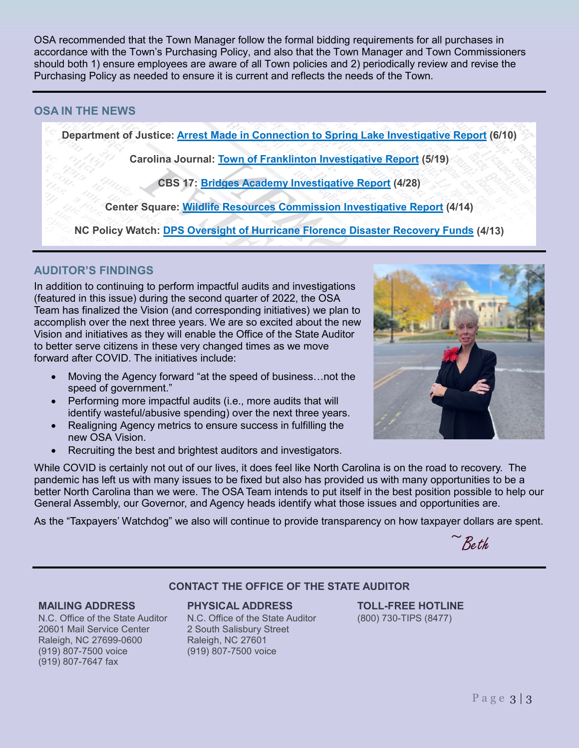OSA recommended that the Town Manager follow the formal bidding requirements for all purchases in accordance with the Town's Purchasing Policy, and also that the Town Manager and Town Commissioners should both 1) ensure employees are aware of all Town policies and 2) periodically review and revise the Purchasing Policy as needed to ensure it is current and reflects the needs of the Town.

## OSA IN THE NEWS

**Department of Justice: Arrest Made in Connection to Spring Lake Investigative Report (6/10)**

**Carolina Journal: Town of Franklinton Investigative Report (5/19)**

**CBS 17: Bridges Academy Investigative Report (4/28)**

**Center Square: Wildlife Resources Commission Investigative Report (4/14)**

**NC Policy Watch: DPS Oversight of Hurricane Florence Disaster Recovery Funds (4/13)**

## AUDITOR'S FINDINGS

In addition to continuing to perform impactful audits and investigations (featured in this issue) during the second quarter of 2022, the OSA Team has finalized the Vision (and corresponding initiatives) we plan to accomplish over the next three years. We are so excited about the new Vision and initiatives as they will enable the Office of the State Auditor to better serve citizens in these very changed times as we move forward after COVID. The initiatives include:

- Moving the Agency forward "at the speed of business…not the speed of government."
- Performing more impactful audits (i.e., more audits that will identify wasteful/abusive spending) over the next three years.
- Realigning Agency metrics to ensure success in fulfilling the new OSA Vision.
- Recruiting the best and brightest auditors and investigators.

While COVID is certainly not out of our lives, it does feel like North Carolina is on the road to recovery. The pandemic has left us with many issues to be fixed but also has provided us with many opportunities to be a better North Carolina than we were. The OSA Team intends to put itself in the best position possible to help our General Assembly, our Governor, and Agency heads identify what those issues and opportunities are.

As the "Taxpayers' Watchdog" we also will continue to provide transparency on how taxpayer dollars are spent.

~Beth

### CONTACT THE OFFICE OF THE STATE AUDITOR

**MAILING ADDRESS**
N.C. Office of the State Auditor
20601 Mail Service Center
Raleigh, NC 27699-0600
(919) 807-7500 voice
(919) 807-7647 fax

**PHYSICAL ADDRESS**
N.C. Office of the State Auditor
2 South Salisbury Street
Raleigh, NC 27601
(919) 807-7500 voice

**TOLL-FREE HOTLINE**
(800) 730-TIPS (8477)